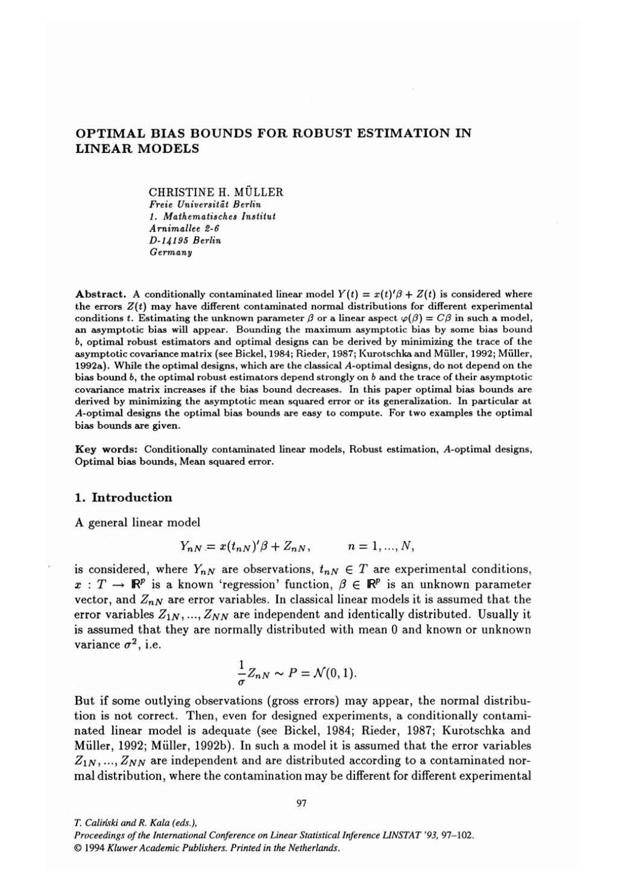# OPTIMAL BIAS BOUNDS FOR ROBUST ESTIMATION IN LINEAR MODELS

CHRISTINE H. MÜLLER
*Freie Universität Berlin*
*1. Mathematisches Institut*
*Arnimallee 2-6*
*D-14195 Berlin*
*Germany*

**Abstract.** A conditionally contaminated linear model $Y(t) = x(t)'\beta + Z(t)$ is considered where the errors $Z(t)$ may have different contaminated normal distributions for different experimental conditions $t$. Estimating the unknown parameter $\beta$ or a linear aspect $\varphi(\beta) = C\beta$ in such a model, an asymptotic bias will appear. Bounding the maximum asymptotic bias by some bias bound $b$, optimal robust estimators and optimal designs can be derived by minimizing the trace of the asymptotic covariance matrix (see Bickel, 1984; Rieder, 1987; Kurotschka and Müller, 1992; Müller, 1992a). While the optimal designs, which are the classical $A$-optimal designs, do not depend on the bias bound $b$, the optimal robust estimators depend strongly on $b$ and the trace of their asymptotic covariance matrix increases if the bias bound decreases. In this paper optimal bias bounds are derived by minimizing the asymptotic mean squared error or its generalization. In particular at $A$-optimal designs the optimal bias bounds are easy to compute. For two examples the optimal bias bounds are given.

**Key words:** Conditionally contaminated linear models, Robust estimation, $A$-optimal designs, Optimal bias bounds, Mean squared error.

## 1. Introduction

A general linear model

$$Y_{nN} = x(t_{nN})'\beta + Z_{nN}, \qquad n = 1, ..., N,$$

is considered, where $Y_{nN}$ are observations, $t_{nN} \in T$ are experimental conditions, $x : T \to \mathbb{R}^p$ is a known 'regression' function, $\beta \in \mathbb{R}^p$ is an unknown parameter vector, and $Z_{nN}$ are error variables. In classical linear models it is assumed that the error variables $Z_{1N}, ..., Z_{NN}$ are independent and identically distributed. Usually it is assumed that they are normally distributed with mean 0 and known or unknown variance $\sigma^2$, i.e.

$$\frac{1}{\sigma} Z_{nN} \sim P = \mathcal{N}(0, 1).$$

But if some outlying observations (gross errors) may appear, the normal distribution is not correct. Then, even for designed experiments, a conditionally contaminated linear model is adequate (see Bickel, 1984; Rieder, 1987; Kurotschka and Müller, 1992; Müller, 1992b). In such a model it is assumed that the error variables $Z_{1N}, ..., Z_{NN}$ are independent and are distributed according to a contaminated normal distribution, where the contamination may be different for different experimental

*T. Caliński and R. Kala (eds.),*
*Proceedings of the International Conference on Linear Statistical Inference LINSTAT '93*, 97–102.
© 1994 *Kluwer Academic Publishers. Printed in the Netherlands.*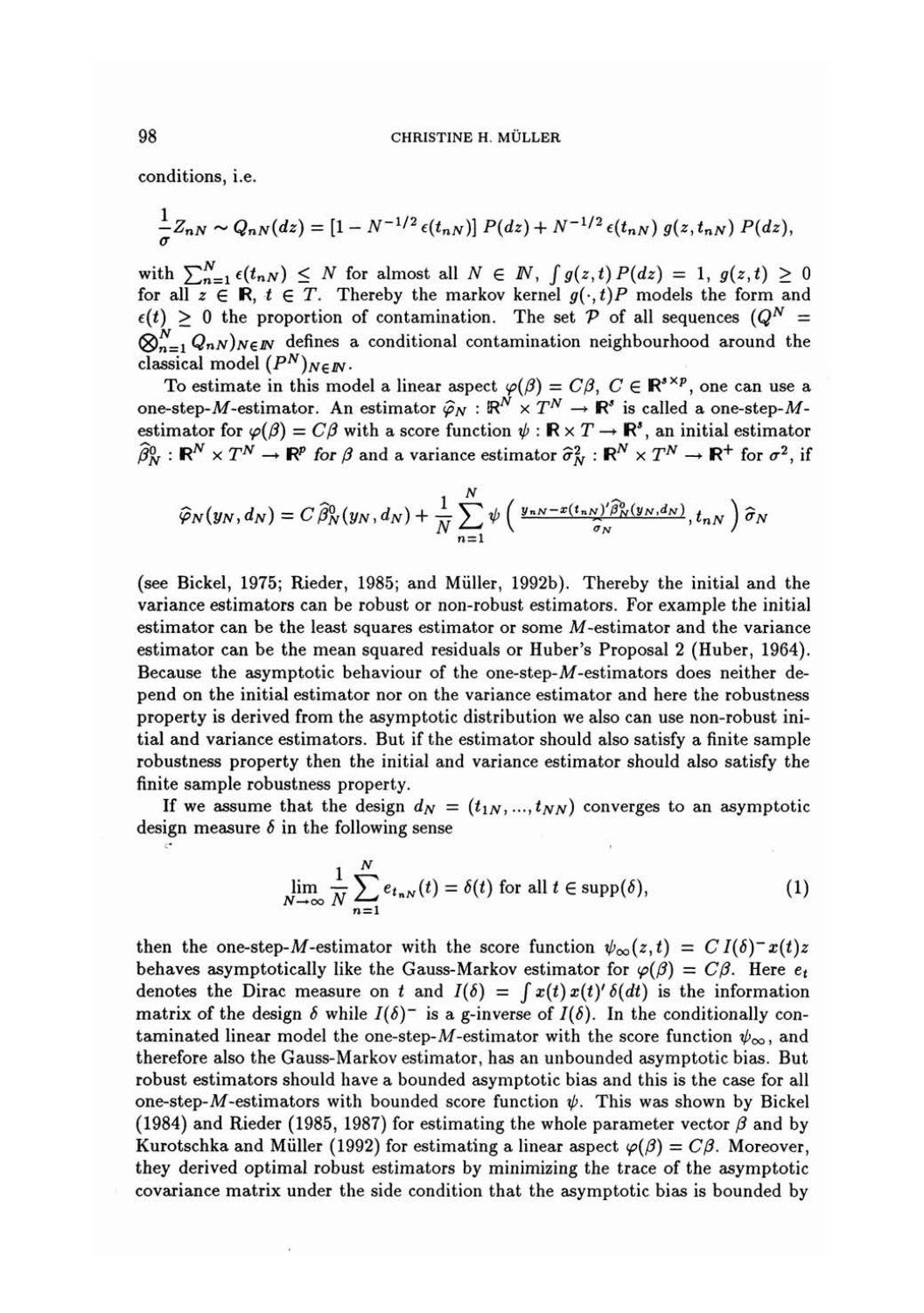conditions, i.e.

$$\frac{1}{\sigma} Z_{nN} \sim Q_{nN}(dz) = [1 - N^{-1/2}\,\epsilon(t_{nN})]\,P(dz) + N^{-1/2}\,\epsilon(t_{nN})\,g(z, t_{nN})\,P(dz),$$

with $\sum_{n=1}^{N} \epsilon(t_{nN}) \leq N$ for almost all $N \in I\!N$, $\int g(z,t)\,P(dz) = 1$, $g(z,t) \geq 0$ for all $z \in \mathbb{R}$, $t \in T$. Thereby the markov kernel $g(\cdot, t)P$ models the form and $\epsilon(t) \geq 0$ the proportion of contamination. The set $\mathcal{P}$ of all sequences $(Q^N = \bigotimes_{n=1}^{N} Q_{nN})_{N \in I\!N}$ defines a conditional contamination neighbourhood around the classical model $(P^N)_{N \in I\!N}$.

To estimate in this model a linear aspect $\varphi(\beta) = C\beta$, $C \in \mathbb{R}^{s \times p}$, one can use a one-step-$M$-estimator. An estimator $\widehat{\varphi}_N : \mathbb{R}^N \times T^N \to \mathbb{R}^s$ is called a one-step-$M$-estimator for $\varphi(\beta) = C\beta$ with a score function $\psi : \mathbb{R} \times T \to \mathbb{R}^s$, an initial estimator $\widehat{\beta}_N^0 : \mathbb{R}^N \times T^N \to \mathbb{R}^p$ for $\beta$ and a variance estimator $\widehat{\sigma}_N^2 : \mathbb{R}^N \times T^N \to \mathbb{R}^+$ for $\sigma^2$, if

$$\widehat{\varphi}_N(y_N, d_N) = C\,\widehat{\beta}_N^0(y_N, d_N) + \frac{1}{N}\sum_{n=1}^{N} \psi\left(\frac{y_{nN} - x(t_{nN})'\widehat{\beta}_N^0(y_N, d_N)}{\widehat{\sigma}_N}, t_{nN}\right)\widehat{\sigma}_N$$

(see Bickel, 1975; Rieder, 1985; and Müller, 1992b). Thereby the initial and the variance estimators can be robust or non-robust estimators. For example the initial estimator can be the least squares estimator or some $M$-estimator and the variance estimator can be the mean squared residuals or Huber's Proposal 2 (Huber, 1964). Because the asymptotic behaviour of the one-step-$M$-estimators does neither depend on the initial estimator nor on the variance estimator and here the robustness property is derived from the asymptotic distribution we also can use non-robust initial and variance estimators. But if the estimator should also satisfy a finite sample robustness property then the initial and variance estimator should also satisfy the finite sample robustness property.

If we assume that the design $d_N = (t_{1N}, \ldots, t_{NN})$ converges to an asymptotic design measure $\delta$ in the following sense

$$\lim_{N \to \infty} \frac{1}{N} \sum_{n=1}^{N} e_{t_{nN}}(t) = \delta(t) \text{ for all } t \in \text{supp}(\delta), \tag{1}$$

then the one-step-$M$-estimator with the score function $\psi_\infty(z,t) = C\,I(\delta)^- x(t) z$ behaves asymptotically like the Gauss-Markov estimator for $\varphi(\beta) = C\beta$. Here $e_t$ denotes the Dirac measure on $t$ and $I(\delta) = \int x(t)\,x(t)'\,\delta(dt)$ is the information matrix of the design $\delta$ while $I(\delta)^-$ is a g-inverse of $I(\delta)$. In the conditionally contaminated linear model the one-step-$M$-estimator with the score function $\psi_\infty$, and therefore also the Gauss-Markov estimator, has an unbounded asymptotic bias. But robust estimators should have a bounded asymptotic bias and this is the case for all one-step-$M$-estimators with bounded score function $\psi$. This was shown by Bickel (1984) and Rieder (1985, 1987) for estimating the whole parameter vector $\beta$ and by Kurotschka and Müller (1992) for estimating a linear aspect $\varphi(\beta) = C\beta$. Moreover, they derived optimal robust estimators by minimizing the trace of the asymptotic covariance matrix under the side condition that the asymptotic bias is bounded by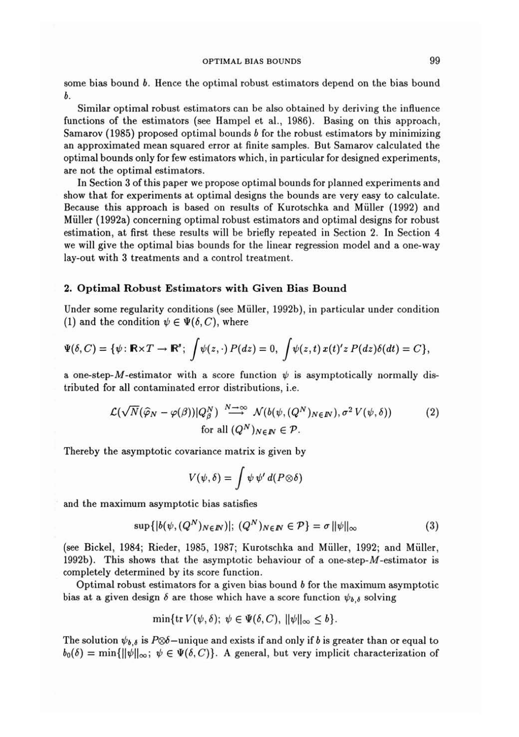some bias bound $b$. Hence the optimal robust estimators depend on the bias bound $b$.

Similar optimal robust estimators can be also obtained by deriving the influence functions of the estimators (see Hampel et al., 1986). Basing on this approach, Samarov (1985) proposed optimal bounds $b$ for the robust estimators by minimizing an approximated mean squared error at finite samples. But Samarov calculated the optimal bounds only for few estimators which, in particular for designed experiments, are not the optimal estimators.

In Section 3 of this paper we propose optimal bounds for planned experiments and show that for experiments at optimal designs the bounds are very easy to calculate. Because this approach is based on results of Kurotschka and Müller (1992) and Müller (1992a) concerning optimal robust estimators and optimal designs for robust estimation, at first these results will be briefly repeated in Section 2. In Section 4 we will give the optimal bias bounds for the linear regression model and a one-way lay-out with 3 treatments and a control treatment.

## 2. Optimal Robust Estimators with Given Bias Bound

Under some regularity conditions (see Müller, 1992b), in particular under condition (1) and the condition $\psi \in \Psi(\delta, C)$, where

$$\Psi(\delta, C) = \{\psi: \mathbb{R}\times T \to \mathbb{R}^s;\ \int \psi(z,\cdot)\, P(dz) = 0,\ \int \psi(z,t)\, x(t)'z\, P(dz)\delta(dt) = C\},$$

a one-step-$M$-estimator with a score function $\psi$ is asymptotically normally distributed for all contaminated error distributions, i.e.

$$\mathcal{L}(\sqrt{N}(\widehat{\varphi}_N - \varphi(\beta))|Q^N_\beta) \overset{N\to\infty}{\longrightarrow} \mathcal{N}(b(\psi, (Q^N)_{N\in\mathbb{N}}), \sigma^2 V(\psi, \delta)) \tag{2}$$
$$\text{for all } (Q^N)_{N\in\mathbb{N}} \in \mathcal{P}.$$

Thereby the asymptotic covariance matrix is given by

$$V(\psi, \delta) = \int \psi\, \psi'\, d(P\otimes\delta)$$

and the maximum asymptotic bias satisfies

$$\sup\{|b(\psi, (Q^N)_{N\in\mathbb{N}})|;\ (Q^N)_{N\in\mathbb{N}} \in \mathcal{P}\} = \sigma\, \|\psi\|_\infty \tag{3}$$

(see Bickel, 1984; Rieder, 1985, 1987; Kurotschka and Müller, 1992; and Müller, 1992b). This shows that the asymptotic behaviour of a one-step-$M$-estimator is completely determined by its score function.

Optimal robust estimators for a given bias bound $b$ for the maximum asymptotic bias at a given design $\delta$ are those which have a score function $\psi_{b,\delta}$ solving

$$\min\{\operatorname{tr} V(\psi, \delta);\ \psi \in \Psi(\delta, C),\ \|\psi\|_\infty \le b\}.$$

The solution $\psi_{b,\delta}$ is $P\otimes\delta$–unique and exists if and only if $b$ is greater than or equal to $b_0(\delta) = \min\{\|\psi\|_\infty;\ \psi \in \Psi(\delta, C)\}$. A general, but very implicit characterization of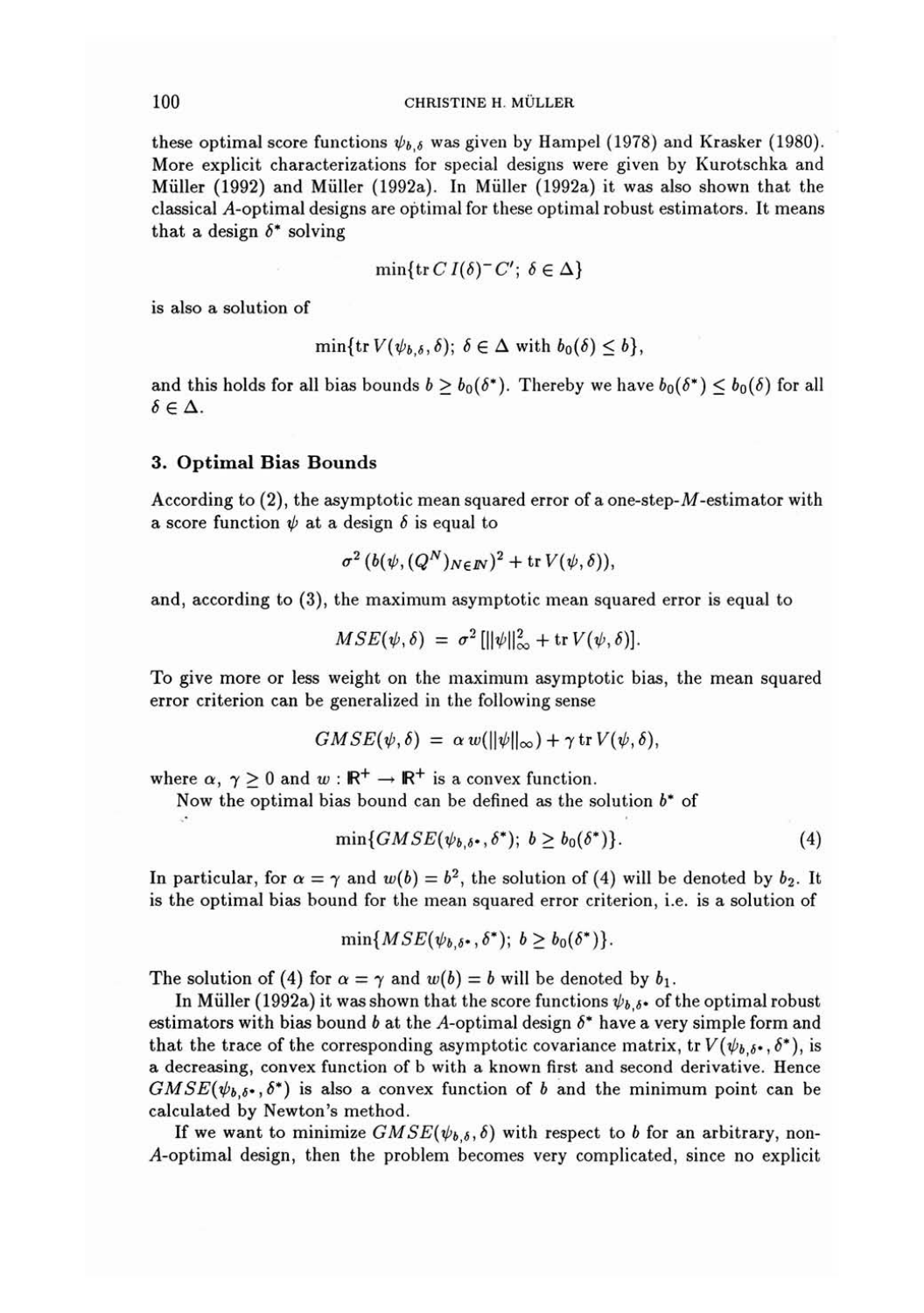these optimal score functions $\psi_{b,\delta}$ was given by Hampel (1978) and Krasker (1980). More explicit characterizations for special designs were given by Kurotschka and Müller (1992) and Müller (1992a). In Müller (1992a) it was also shown that the classical $A$-optimal designs are optimal for these optimal robust estimators. It means that a design $\delta^*$ solving

$$\min\{\operatorname{tr} C\, I(\delta)^- C';\ \delta \in \Delta\}$$

is also a solution of

$$\min\{\operatorname{tr} V(\psi_{b,\delta}, \delta);\ \delta \in \Delta \text{ with } b_0(\delta) \leq b\},$$

and this holds for all bias bounds $b \geq b_0(\delta^*)$. Thereby we have $b_0(\delta^*) \leq b_0(\delta)$ for all $\delta \in \Delta$.

### 3. Optimal Bias Bounds

According to (2), the asymptotic mean squared error of a one-step-$M$-estimator with a score function $\psi$ at a design $\delta$ is equal to

$$\sigma^2\,(b(\psi, (Q^N)_{N\in I\!N})^2 + \operatorname{tr} V(\psi, \delta)),$$

and, according to (3), the maximum asymptotic mean squared error is equal to

$$MSE(\psi, \delta) \;=\; \sigma^2\,[\|\psi\|_\infty^2 + \operatorname{tr} V(\psi, \delta)].$$

To give more or less weight on the maximum asymptotic bias, the mean squared error criterion can be generalized in the following sense

$$GMSE(\psi, \delta) \;=\; \alpha\, w(\|\psi\|_\infty) + \gamma \operatorname{tr} V(\psi, \delta),$$

where $\alpha,\ \gamma \geq 0$ and $w: I\!R^+ \to I\!R^+$ is a convex function.

Now the optimal bias bound can be defined as the solution $b^*$ of

$$\min\{GMSE(\psi_{b,\delta^*}, \delta^*);\ b \geq b_0(\delta^*)\}. \tag{4}$$

In particular, for $\alpha = \gamma$ and $w(b) = b^2$, the solution of (4) will be denoted by $b_2$. It is the optimal bias bound for the mean squared error criterion, i.e. is a solution of

$$\min\{MSE(\psi_{b,\delta^*}, \delta^*);\ b \geq b_0(\delta^*)\}.$$

The solution of (4) for $\alpha = \gamma$ and $w(b) = b$ will be denoted by $b_1$.

In Müller (1992a) it was shown that the score functions $\psi_{b,\delta^*}$ of the optimal robust estimators with bias bound $b$ at the $A$-optimal design $\delta^*$ have a very simple form and that the trace of the corresponding asymptotic covariance matrix, $\operatorname{tr} V(\psi_{b,\delta^*}, \delta^*)$, is a decreasing, convex function of b with a known first and second derivative. Hence $GMSE(\psi_{b,\delta^*}, \delta^*)$ is also a convex function of $b$ and the minimum point can be calculated by Newton's method.

If we want to minimize $GMSE(\psi_{b,\delta}, \delta)$ with respect to $b$ for an arbitrary, non-$A$-optimal design, then the problem becomes very complicated, since no explicit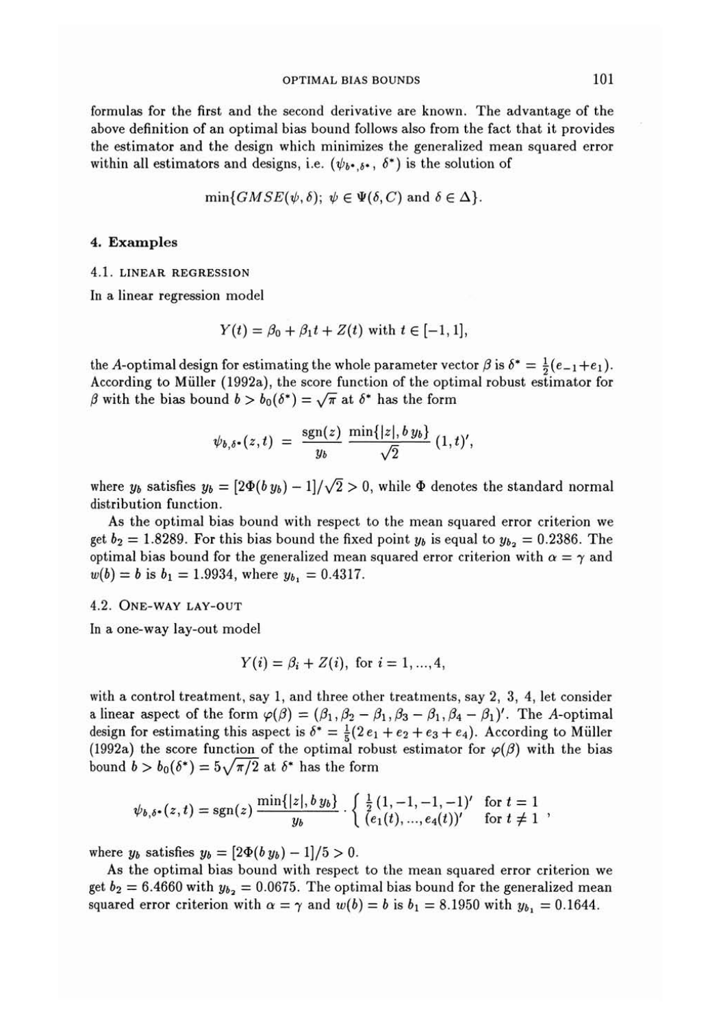formulas for the first and the second derivative are known. The advantage of the above definition of an optimal bias bound follows also from the fact that it provides the estimator and the design which minimizes the generalized mean squared error within all estimators and designs, i.e. $(\psi_{b^*,\delta^*}, \delta^*)$ is the solution of

$$\min\{GMSE(\psi, \delta);\ \psi \in \Psi(\delta, C) \text{ and } \delta \in \Delta\}.$$

## 4. Examples

### 4.1. Linear regression

In a linear regression model

$$Y(t) = \beta_0 + \beta_1 t + Z(t) \text{ with } t \in [-1, 1],$$

the $A$-optimal design for estimating the whole parameter vector $\beta$ is $\delta^* = \frac{1}{2}(e_{-1}+e_1)$. According to Müller (1992a), the score function of the optimal robust estimator for $\beta$ with the bias bound $b > b_0(\delta^*) = \sqrt{\pi}$ at $\delta^*$ has the form

$$\psi_{b,\delta^*}(z,t) = \frac{\operatorname{sgn}(z)}{y_b} \frac{\min\{|z|, b\, y_b\}}{\sqrt{2}} (1,t)',$$

where $y_b$ satisfies $y_b = [2\Phi(b\, y_b) - 1]/\sqrt{2} > 0$, while $\Phi$ denotes the standard normal distribution function.

As the optimal bias bound with respect to the mean squared error criterion we get $b_2 = 1.8289$. For this bias bound the fixed point $y_b$ is equal to $y_{b_2} = 0.2386$. The optimal bias bound for the generalized mean squared error criterion with $\alpha = \gamma$ and $w(b) = b$ is $b_1 = 1.9934$, where $y_{b_1} = 0.4317$.

### 4.2. One-way lay-out

In a one-way lay-out model

$$Y(i) = \beta_i + Z(i), \text{ for } i = 1, ..., 4,$$

with a control treatment, say 1, and three other treatments, say 2, 3, 4, let consider a linear aspect of the form $\varphi(\beta) = (\beta_1, \beta_2 - \beta_1, \beta_3 - \beta_1, \beta_4 - \beta_1)'$. The $A$-optimal design for estimating this aspect is $\delta^* = \frac{1}{5}(2\,e_1 + e_2 + e_3 + e_4)$. According to Müller (1992a) the score function of the optimal robust estimator for $\varphi(\beta)$ with the bias bound $b > b_0(\delta^*) = 5\sqrt{\pi/2}$ at $\delta^*$ has the form

$$\psi_{b,\delta^*}(z,t) = \operatorname{sgn}(z) \frac{\min\{|z|, b\, y_b\}}{y_b} \cdot \begin{cases} \frac{1}{2}(1,-1,-1,-1)' & \text{for } t = 1 \\ (e_1(t), ..., e_4(t))' & \text{for } t \neq 1 \end{cases},$$

where $y_b$ satisfies $y_b = [2\Phi(b\, y_b) - 1]/5 > 0$.

As the optimal bias bound with respect to the mean squared error criterion we get $b_2 = 6.4660$ with $y_{b_2} = 0.0675$. The optimal bias bound for the generalized mean squared error criterion with $\alpha = \gamma$ and $w(b) = b$ is $b_1 = 8.1950$ with $y_{b_1} = 0.1644$.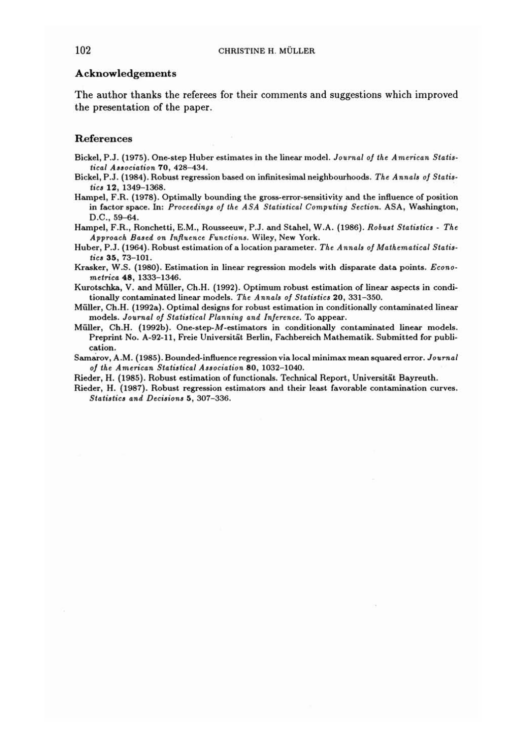## Acknowledgements

The author thanks the referees for their comments and suggestions which improved the presentation of the paper.

## References

Bickel, P.J. (1975). One-step Huber estimates in the linear model. *Journal of the American Statistical Association* **70**, 428–434.

Bickel, P.J. (1984). Robust regression based on infinitesimal neighbourhoods. *The Annals of Statistics* **12**, 1349–1368.

Hampel, F.R. (1978). Optimally bounding the gross-error-sensitivity and the influence of position in factor space. In: *Proceedings of the ASA Statistical Computing Section*. ASA, Washington, D.C., 59–64.

Hampel, F.R., Ronchetti, E.M., Rousseeuw, P.J. and Stahel, W.A. (1986). *Robust Statistics - The Approach Based on Influence Functions*. Wiley, New York.

Huber, P.J. (1964). Robust estimation of a location parameter. *The Annals of Mathematical Statistics* **35**, 73–101.

Krasker, W.S. (1980). Estimation in linear regression models with disparate data points. *Econometrica* **48**, 1333–1346.

Kurotschka, V. and Müller, Ch.H. (1992). Optimum robust estimation of linear aspects in conditionally contaminated linear models. *The Annals of Statistics* **20**, 331–350.

Müller, Ch.H. (1992a). Optimal designs for robust estimation in conditionally contaminated linear models. *Journal of Statistical Planning and Inference*. To appear.

Müller, Ch.H. (1992b). One-step-$M$-estimators in conditionally contaminated linear models. Preprint No. A-92-11, Freie Universität Berlin, Fachbereich Mathematik. Submitted for publication.

Samarov, A.M. (1985). Bounded-influence regression via local minimax mean squared error. *Journal of the American Statistical Association* **80**, 1032–1040.

Rieder, H. (1985). Robust estimation of functionals. Technical Report, Universität Bayreuth.

Rieder, H. (1987). Robust regression estimators and their least favorable contamination curves. *Statistics and Decisions* **5**, 307–336.